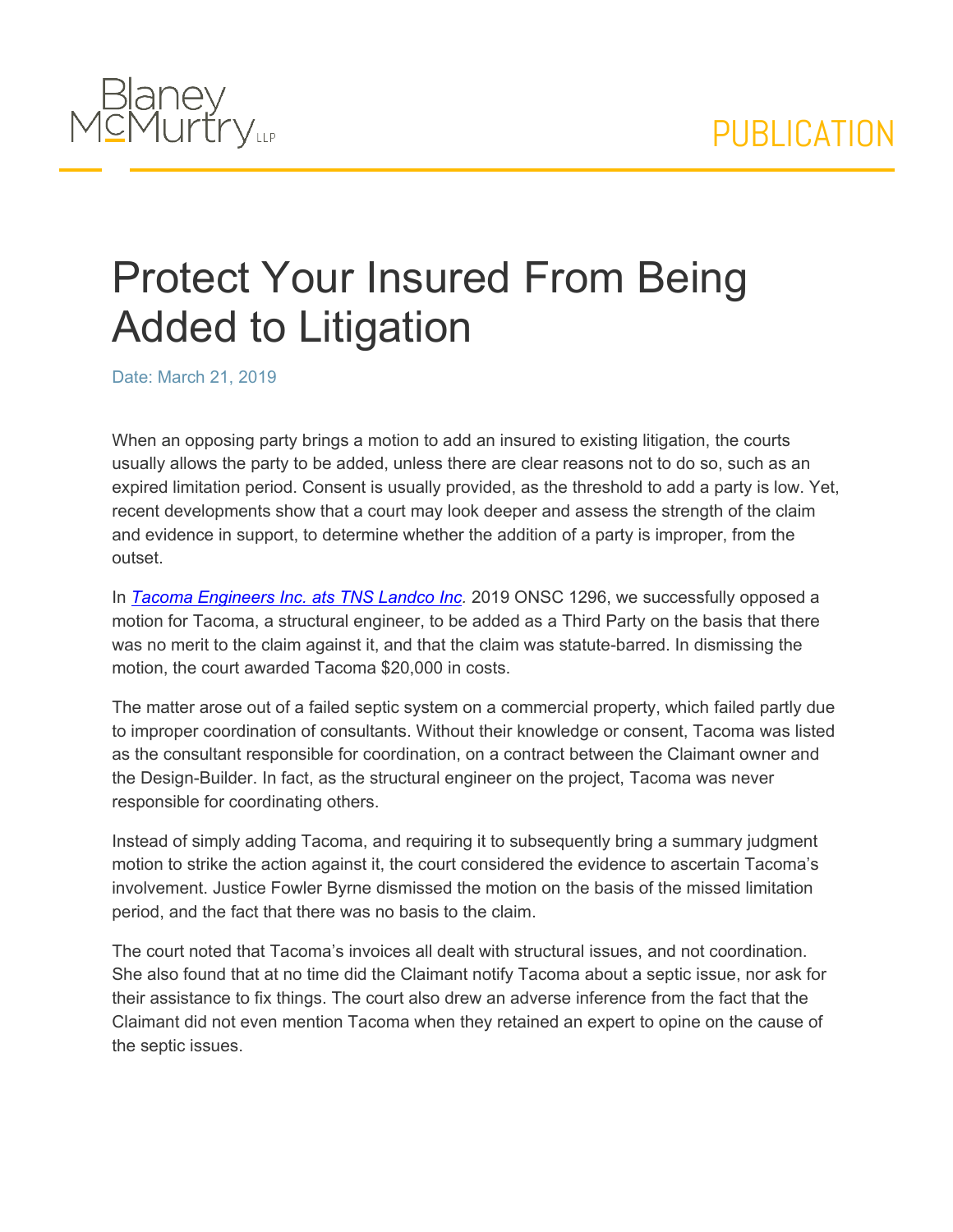# Protect Your Insured From Being Added to Litigation

Date: March 21, 2019

When an opposing party brings a motion to add an insured to existing litigation, the courts usually allows the party to be added, unless there are clear reasons not to do so, such as an expired limitation period. Consent is usually provided, as the threshold to add a party is low. Yet, recent developments show that a court may look deeper and assess the strength of the claim and evidence in support, to determine whether the addition of a party is improper, from the outset.

In *Tacoma Engineers Inc. ats TNS Landco Inc.* 2019 ONSC 1296, we successfully opposed a motion for Tacoma, a structural engineer, to be added as a Third Party on the basis that there was no merit to the claim against it, and that the claim was statute-barred. In dismissing the motion, the court awarded Tacoma $20,000 in costs.

The matter arose out of a failed septic system on a commercial property, which failed partly due to improper coordination of consultants. Without their knowledge or consent, Tacoma was listed as the consultant responsible for coordination, on a contract between the Claimant owner and the Design-Builder. In fact, as the structural engineer on the project, Tacoma was never responsible for coordinating others.

Instead of simply adding Tacoma, and requiring it to subsequently bring a summary judgment motion to strike the action against it, the court considered the evidence to ascertain Tacoma's involvement. Justice Fowler Byrne dismissed the motion on the basis of the missed limitation period, and the fact that there was no basis to the claim.

The court noted that Tacoma's invoices all dealt with structural issues, and not coordination. She also found that at no time did the Claimant notify Tacoma about a septic issue, nor ask for their assistance to fix things. The court also drew an adverse inference from the fact that the Claimant did not even mention Tacoma when they retained an expert to opine on the cause of the septic issues.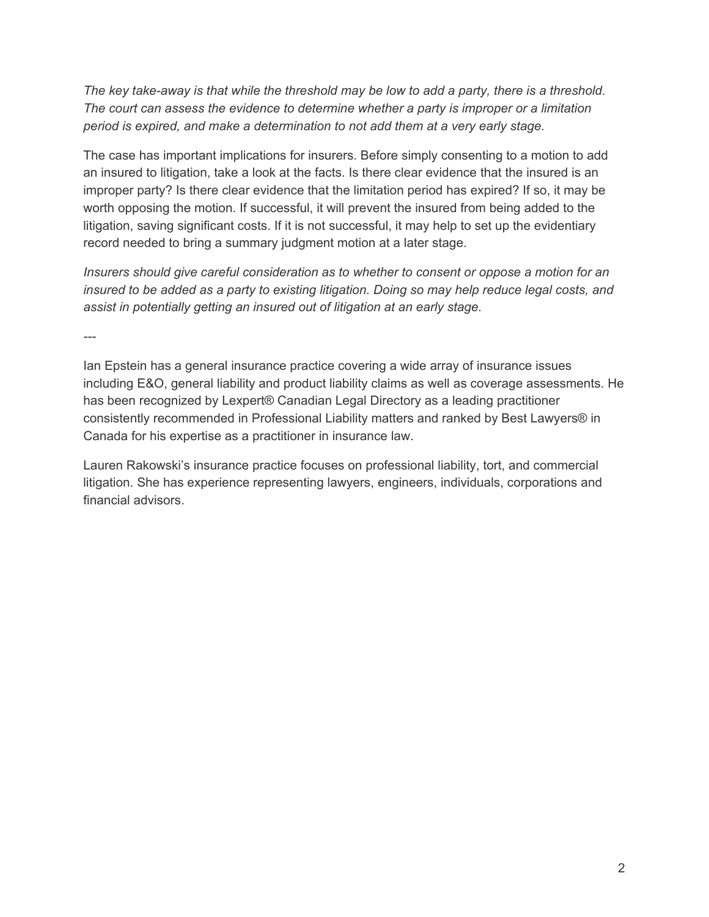*The key take-away is that while the threshold may be low to add a party, there is a threshold. The court can assess the evidence to determine whether a party is improper or a limitation period is expired, and make a determination to not add them at a very early stage.*

The case has important implications for insurers. Before simply consenting to a motion to add an insured to litigation, take a look at the facts. Is there clear evidence that the insured is an improper party? Is there clear evidence that the limitation period has expired? If so, it may be worth opposing the motion. If successful, it will prevent the insured from being added to the litigation, saving significant costs. If it is not successful, it may help to set up the evidentiary record needed to bring a summary judgment motion at a later stage.

*Insurers should give careful consideration as to whether to consent or oppose a motion for an insured to be added as a party to existing litigation. Doing so may help reduce legal costs, and assist in potentially getting an insured out of litigation at an early stage.*

*---*

Ian Epstein has a general insurance practice covering a wide array of insurance issues including E&O, general liability and product liability claims as well as coverage assessments. He has been recognized by Lexpert® Canadian Legal Directory as a leading practitioner consistently recommended in Professional Liability matters and ranked by Best Lawyers® in Canada for his expertise as a practitioner in insurance law.

Lauren Rakowski's insurance practice focuses on professional liability, tort, and commercial litigation. She has experience representing lawyers, engineers, individuals, corporations and financial advisors.